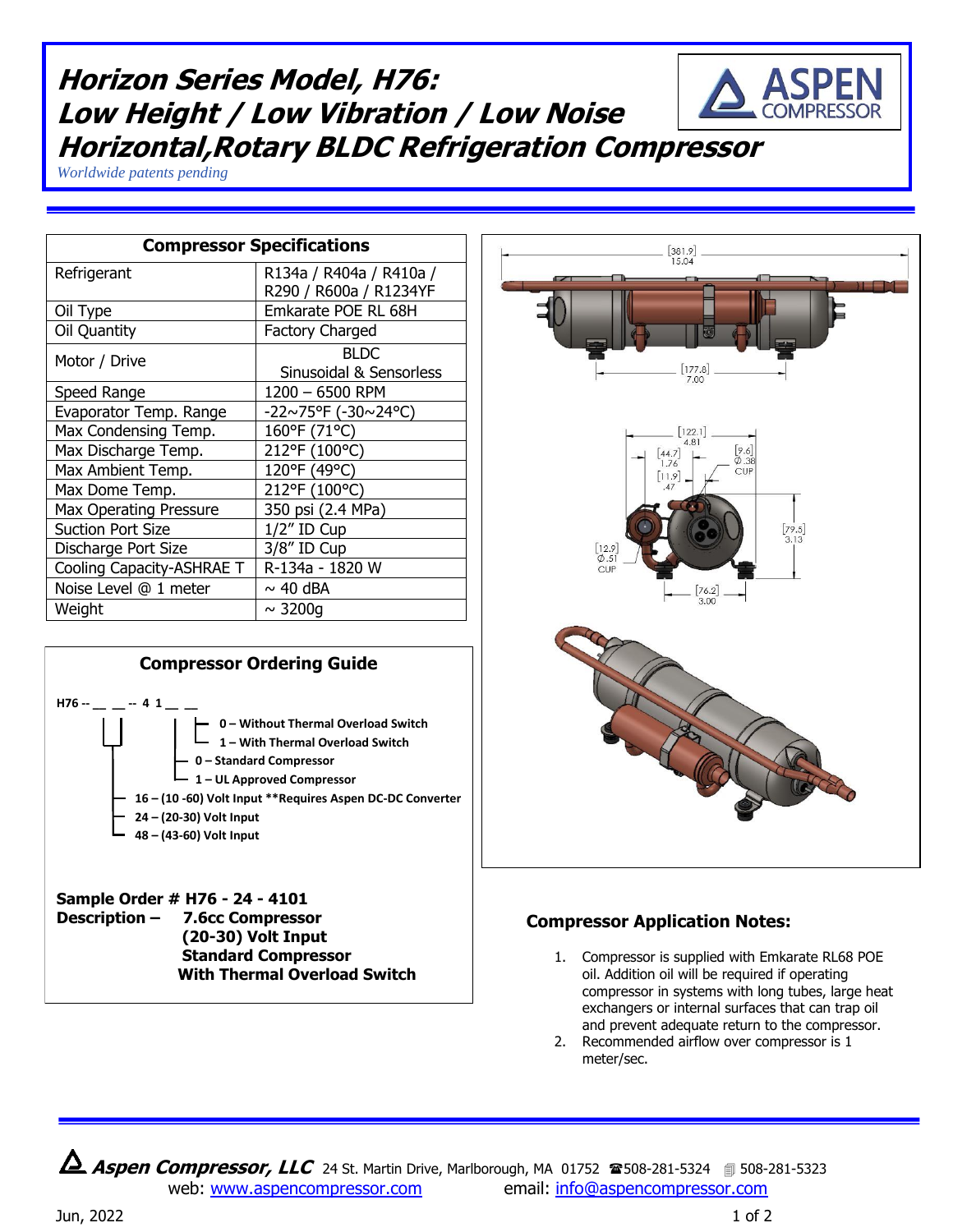# Horizon Series Model, H76: Low Height / Low Vibration / Low Noise Horizontal,Rotary BLDC Refrigeration Compressor

*Worldwide patents pending*

| Compressor Specifications | |
|---|---|
| Refrigerant | R134a / R404a / R410a / R290 / R600a / R1234YF |
| Oil Type | Emkarate POE RL 68H |
| Oil Quantity | Factory Charged |
| Motor / Drive | BLDC Sinusoidal & Sensorless |
| Speed Range | 1200 – 6500 RPM |
| Evaporator Temp. Range | -22~75°F (-30~24°C) |
| Max Condensing Temp. | 160°F (71°C) |
| Max Discharge Temp. | 212°F (100°C) |
| Max Ambient Temp. | 120°F (49°C) |
| Max Dome Temp. | 212°F (100°C) |
| Max Operating Pressure | 350 psi (2.4 MPa) |
| Suction Port Size | 1/2" ID Cup |
| Discharge Port Size | 3/8" ID Cup |
| Cooling Capacity-ASHRAE T | R-134a - 1820 W |
| Noise Level @ 1 meter | ~ 40 dBA |
| Weight | ~ 3200g |

## Compressor Ordering Guide

**H76 -- __ __ -- 4 1 __ __**

- **0 – Without Thermal Overload Switch**
- **1 – With Thermal Overload Switch**
- **0 – Standard Compressor**
- **1 – UL Approved Compressor**
- **16 – (10 -60) Volt Input \*\*Requires Aspen DC-DC Converter**
- **24 – (20-30) Volt Input**
- **48 – (43-60) Volt Input**

**Sample Order # H76 - 24 - 4101**

**Description – 7.6cc Compressor**
**(20-30) Volt Input**
**Standard Compressor**
**With Thermal Overload Switch**

## Compressor Application Notes:

1. Compressor is supplied with Emkarate RL68 POE oil. Addition oil will be required if operating compressor in systems with long tubes, large heat exchangers or internal surfaces that can trap oil and prevent adequate return to the compressor.
2. Recommended airflow over compressor is 1 meter/sec.

**Aspen Compressor, LLC** 24 St. Martin Drive, Marlborough, MA 01752 ☎508-281-5324 508-281-5323
web: www.aspencompressor.com email: info@aspencompressor.com

Jun, 2022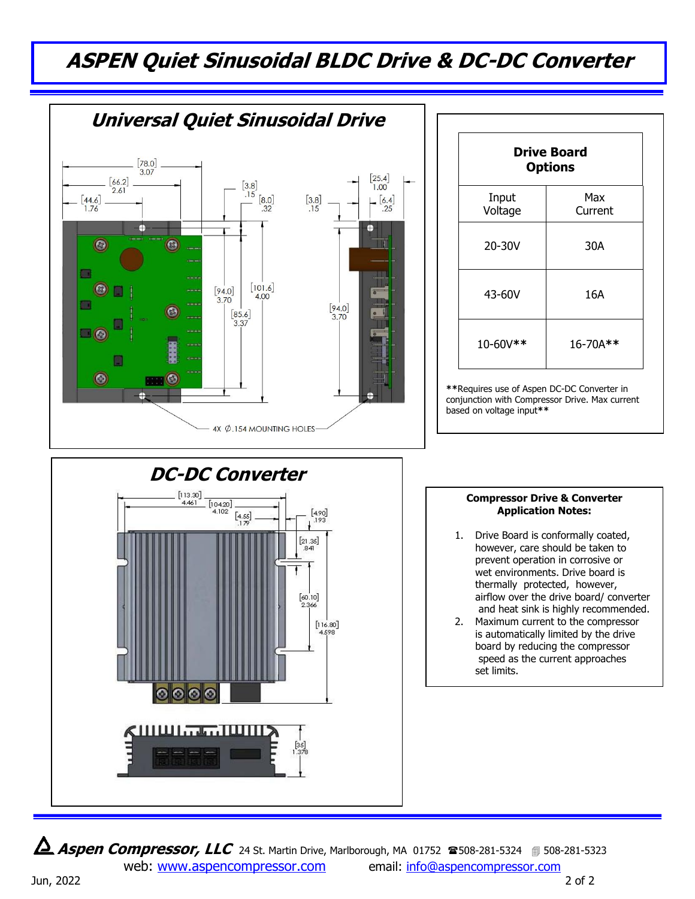# ASPEN Quiet Sinusoidal BLDC Drive & DC-DC Converter

## Universal Quiet Sinusoidal Drive

[78.0]
3.07

[66.2]
2.61

[44.6]
1.76

[3.8]
.15

[8.0]
.32

[3.8]
.15

[25.4]
1.00

[6.4]
.25

[94.0]
3.70

[101.6]
4.00

[85.6]
3.37

[94.0]
3.70

4X Ø.154 MOUNTING HOLES

| Drive Board Options | |
|---|---|
| Input Voltage | Max Current |
| 20-30V | 30A |
| 43-60V | 16A |
| 10-60V** | 16-70A** |

**Requires use of Aspen DC-DC Converter in conjunction with Compressor Drive. Max current based on voltage input**

## DC-DC Converter

[113.30]
4.461

[104.20]
4.102

[4.55]
.179

[4.90]
.193

[21.35]
.841

[60.10]
2.366

[116.80]
4.598

[35]
1.378

**Compressor Drive & Converter Application Notes:**

1. Drive Board is conformally coated, however, care should be taken to prevent operation in corrosive or wet environments. Drive board is thermally protected, however, airflow over the drive board/ converter and heat sink is highly recommended.
2. Maximum current to the compressor is automatically limited by the drive board by reducing the compressor speed as the current approaches set limits.

**Aspen Compressor, LLC** 24 St. Martin Drive, Marlborough, MA 01752 ☎508-281-5324 508-281-5323
web: www.aspencompressor.com email: info@aspencompressor.com

Jun, 2022